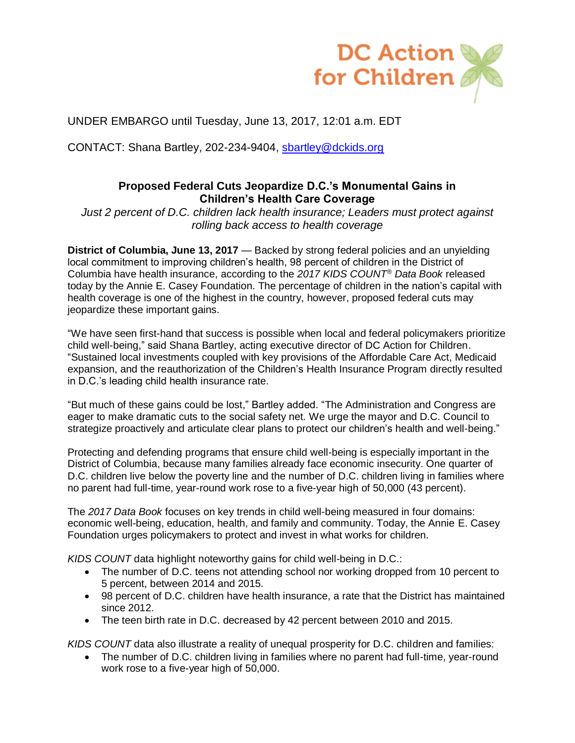DC Action for Children

UNDER EMBARGO until Tuesday, June 13, 2017, 12:01 a.m. EDT

CONTACT: Shana Bartley, 202-234-9404, sbartley@dckids.org

## Proposed Federal Cuts Jeopardize D.C.'s Monumental Gains in Children's Health Care Coverage

*Just 2 percent of D.C. children lack health insurance; Leaders must protect against rolling back access to health coverage*

**District of Columbia, June 13, 2017** — Backed by strong federal policies and an unyielding local commitment to improving children's health, 98 percent of children in the District of Columbia have health insurance, according to the *2017 KIDS COUNT® Data Book* released today by the Annie E. Casey Foundation. The percentage of children in the nation's capital with health coverage is one of the highest in the country, however, proposed federal cuts may jeopardize these important gains.

"We have seen first-hand that success is possible when local and federal policymakers prioritize child well-being," said Shana Bartley, acting executive director of DC Action for Children. "Sustained local investments coupled with key provisions of the Affordable Care Act, Medicaid expansion, and the reauthorization of the Children's Health Insurance Program directly resulted in D.C.'s leading child health insurance rate.

"But much of these gains could be lost," Bartley added. "The Administration and Congress are eager to make dramatic cuts to the social safety net. We urge the mayor and D.C. Council to strategize proactively and articulate clear plans to protect our children's health and well-being."

Protecting and defending programs that ensure child well-being is especially important in the District of Columbia, because many families already face economic insecurity. One quarter of D.C. children live below the poverty line and the number of D.C. children living in families where no parent had full-time, year-round work rose to a five-year high of 50,000 (43 percent).

The *2017 Data Book* focuses on key trends in child well-being measured in four domains: economic well-being, education, health, and family and community. Today, the Annie E. Casey Foundation urges policymakers to protect and invest in what works for children.

*KIDS COUNT* data highlight noteworthy gains for child well-being in D.C.:

- The number of D.C. teens not attending school nor working dropped from 10 percent to 5 percent, between 2014 and 2015.
- 98 percent of D.C. children have health insurance, a rate that the District has maintained since 2012.
- The teen birth rate in D.C. decreased by 42 percent between 2010 and 2015.

*KIDS COUNT* data also illustrate a reality of unequal prosperity for D.C. children and families:

- The number of D.C. children living in families where no parent had full-time, year-round work rose to a five-year high of 50,000.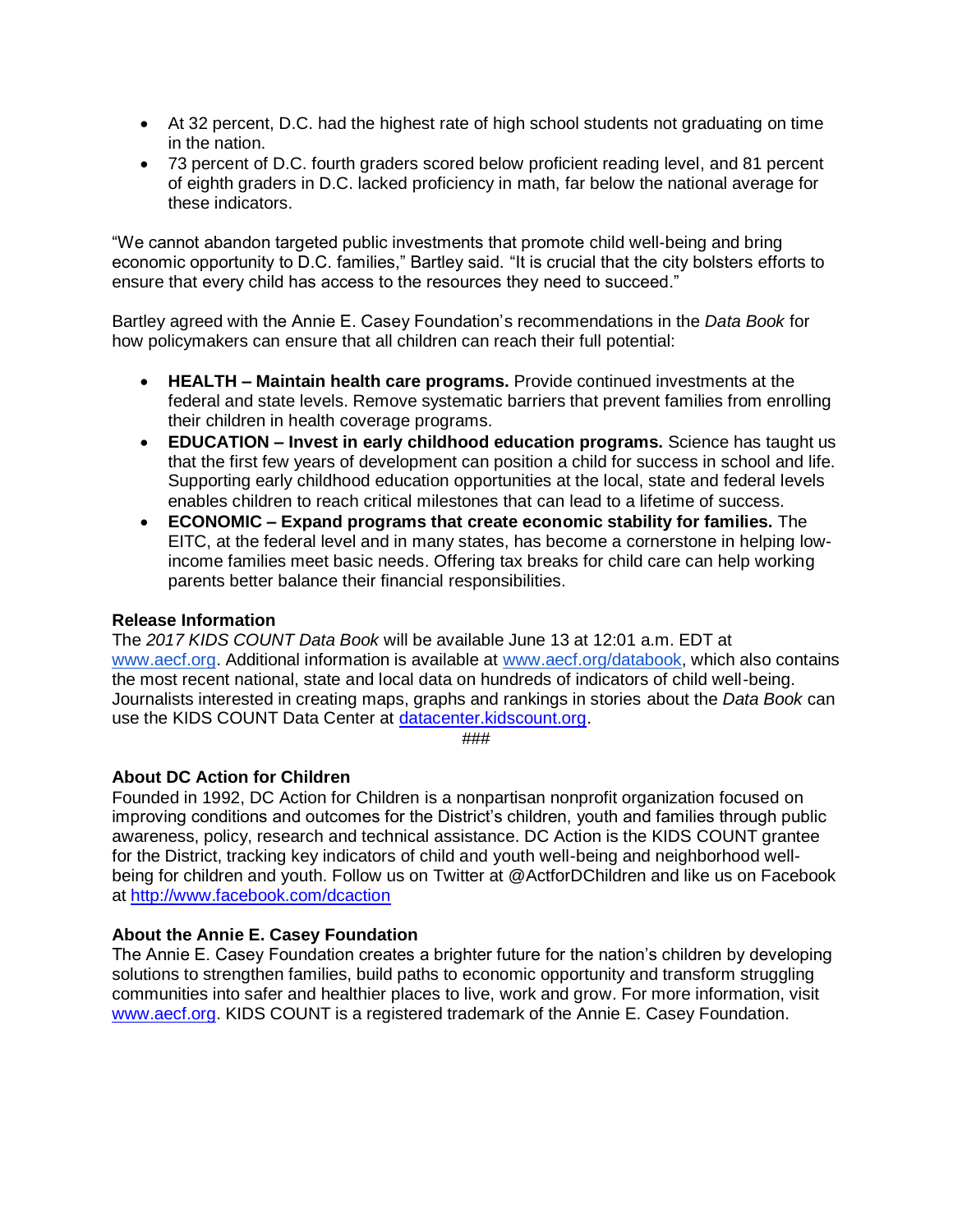- At 32 percent, D.C. had the highest rate of high school students not graduating on time in the nation.
- 73 percent of D.C. fourth graders scored below proficient reading level, and 81 percent of eighth graders in D.C. lacked proficiency in math, far below the national average for these indicators.

"We cannot abandon targeted public investments that promote child well-being and bring economic opportunity to D.C. families," Bartley said. "It is crucial that the city bolsters efforts to ensure that every child has access to the resources they need to succeed."

Bartley agreed with the Annie E. Casey Foundation's recommendations in the *Data Book* for how policymakers can ensure that all children can reach their full potential:

- **HEALTH – Maintain health care programs.** Provide continued investments at the federal and state levels. Remove systematic barriers that prevent families from enrolling their children in health coverage programs.
- **EDUCATION – Invest in early childhood education programs.** Science has taught us that the first few years of development can position a child for success in school and life. Supporting early childhood education opportunities at the local, state and federal levels enables children to reach critical milestones that can lead to a lifetime of success.
- **ECONOMIC – Expand programs that create economic stability for families.** The EITC, at the federal level and in many states, has become a cornerstone in helping low-income families meet basic needs. Offering tax breaks for child care can help working parents better balance their financial responsibilities.

**Release Information**
The *2017 KIDS COUNT Data Book* will be available June 13 at 12:01 a.m. EDT at [www.aecf.org](www.aecf.org). Additional information is available at [www.aecf.org/databook](www.aecf.org/databook), which also contains the most recent national, state and local data on hundreds of indicators of child well-being. Journalists interested in creating maps, graphs and rankings in stories about the *Data Book* can use the KIDS COUNT Data Center at [datacenter.kidscount.org](datacenter.kidscount.org).

###

**About DC Action for Children**
Founded in 1992, DC Action for Children is a nonpartisan nonprofit organization focused on improving conditions and outcomes for the District's children, youth and families through public awareness, policy, research and technical assistance. DC Action is the KIDS COUNT grantee for the District, tracking key indicators of child and youth well-being and neighborhood well-being for children and youth. Follow us on Twitter at @ActforDChildren and like us on Facebook at [http://www.facebook.com/dcaction](http://www.facebook.com/dcaction)

**About the Annie E. Casey Foundation**
The Annie E. Casey Foundation creates a brighter future for the nation's children by developing solutions to strengthen families, build paths to economic opportunity and transform struggling communities into safer and healthier places to live, work and grow. For more information, visit [www.aecf.org](www.aecf.org). KIDS COUNT is a registered trademark of the Annie E. Casey Foundation.